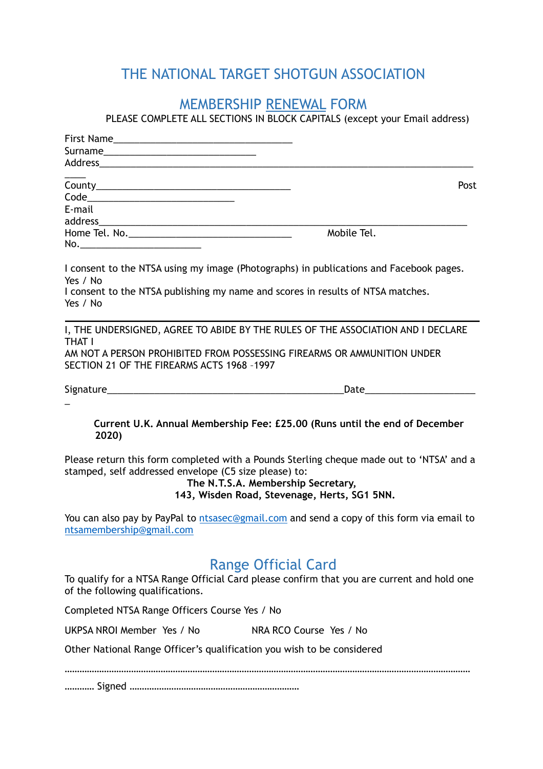# THE NATIONAL TARGET SHOTGUN ASSOCIATION

## MEMBERSHIP RENEWAL FORM

PLEASE COMPLETE ALL SECTIONS IN BLOCK CAPITALS (except your Email address)

First Name___________________________________

Surname_____________________________

Address_____________________________________________________________________________

County______________________________________ Post Code____________________________

E-mail address________________________________________________________________________

Home Tel. No.________________________________ Mobile Tel. No.________________________

I consent to the NTSA using my image (Photographs) in publications and Facebook pages. Yes / No

I consent to the NTSA publishing my name and scores in results of NTSA matches. Yes / No

---

I, THE UNDERSIGNED, AGREE TO ABIDE BY THE RULES OF THE ASSOCIATION AND I DECLARE THAT I AM NOT A PERSON PROHIBITED FROM POSSESSING FIREARMS OR AMMUNITION UNDER SECTION 21 OF THE FIREARMS ACTS 1968 –1997

Signature_______________________________________________Date______________________

**Current U.K. Annual Membership Fee: £25.00 (Runs until the end of December 2020)**

Please return this form completed with a Pounds Sterling cheque made out to 'NTSA' and a stamped, self addressed envelope (C5 size please) to:

**The N.T.S.A. Membership Secretary,**
**143, Wisden Road, Stevenage, Herts, SG1 5NN.**

You can also pay by PayPal to ntsasec@gmail.com and send a copy of this form via email to ntsamembership@gmail.com

## Range Official Card

To qualify for a NTSA Range Official Card please confirm that you are current and hold one of the following qualifications.

Completed NTSA Range Officers Course Yes / No

UKPSA NROI Member Yes / No  NRA RCO Course Yes / No

Other National Range Officer's qualification you wish to be considered

……………………………………………………………………………………………………………………………………… ………… Signed ……………………………………………………………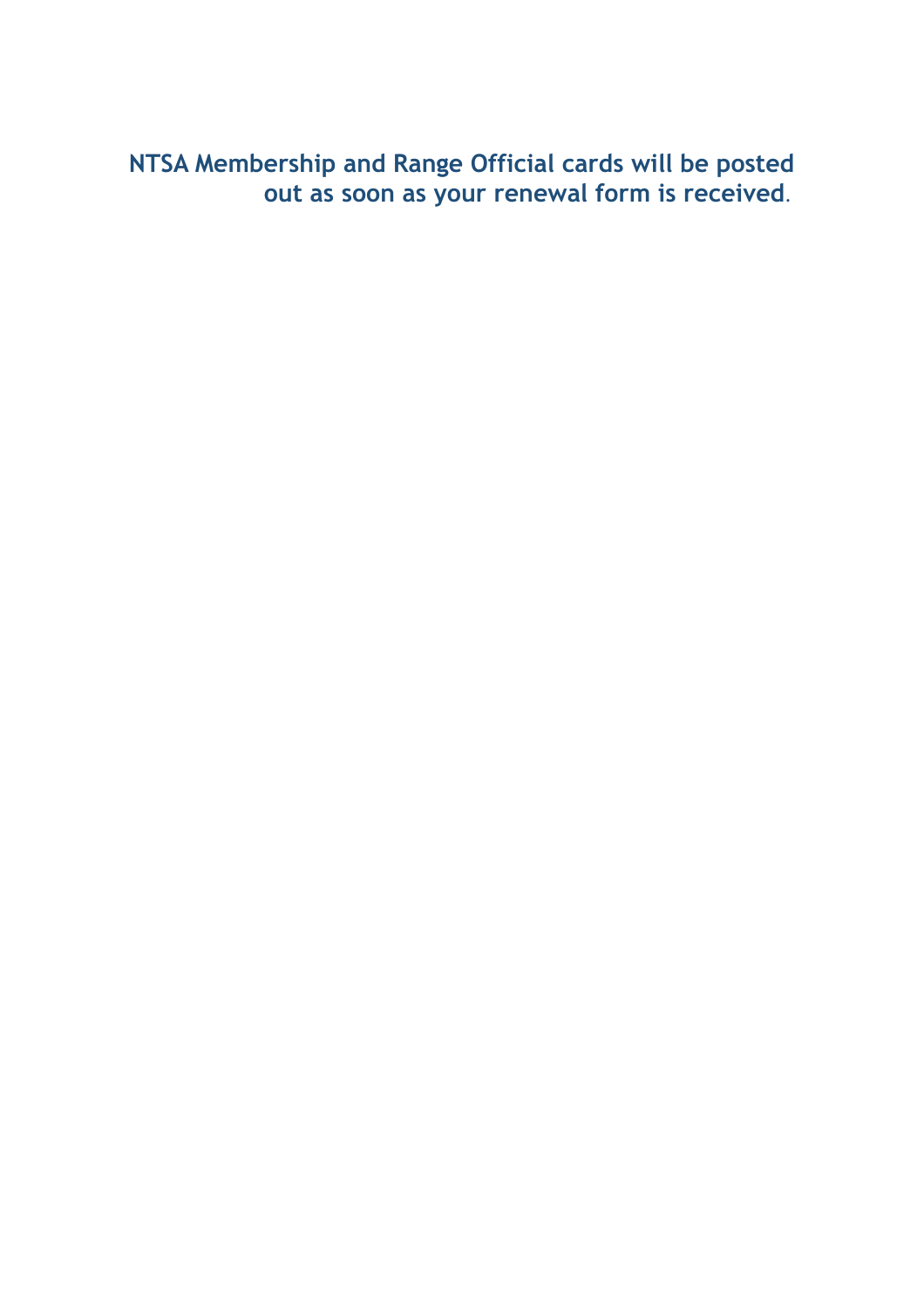**NTSA Membership and Range Official cards will be posted out as soon as your renewal form is received**.